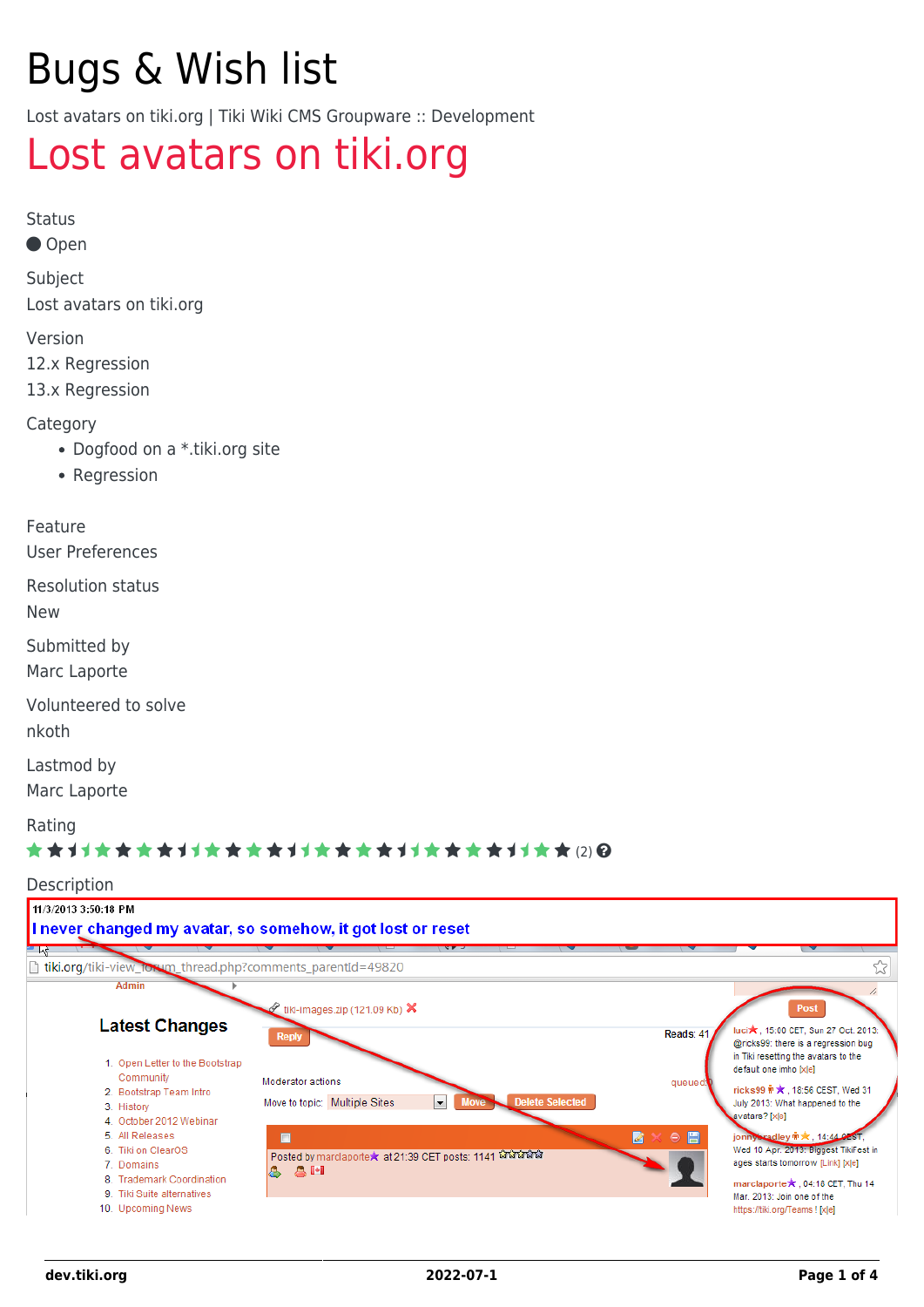# Bugs & Wish list

Lost avatars on tiki.org | Tiki Wiki CMS Groupware :: Development

# Lost avatars on tiki.org

Status

● Open

Subject

Lost avatars on tiki.org

Version

12.x Regression

13.x Regression

Category

- Dogfood on a *.tiki.org site
- Regression

Feature

User Preferences

Resolution status

New

Submitted by

Marc Laporte

Volunteered to solve

nkoth

Lastmod by

Marc Laporte

Rating

(2)

Description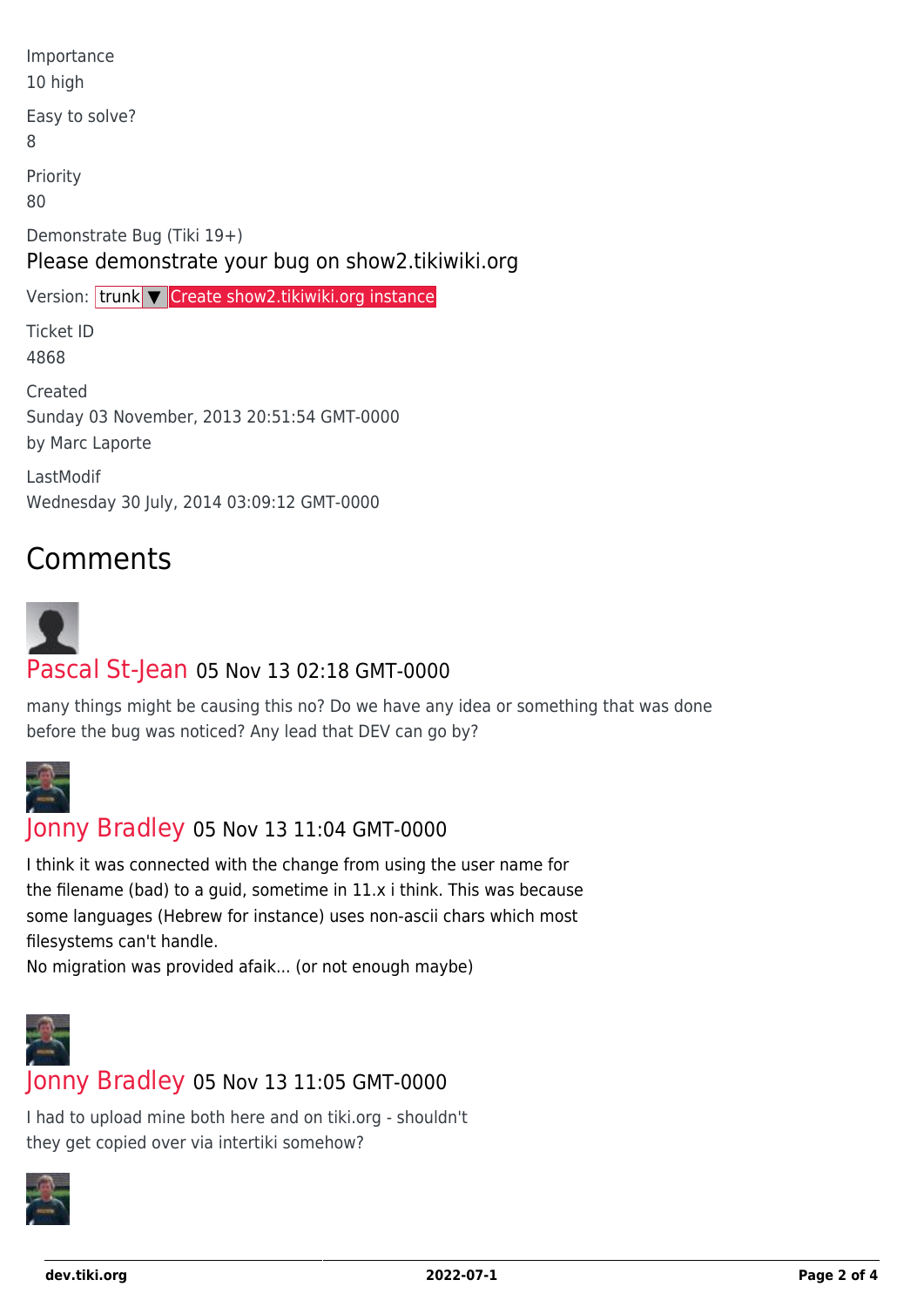Importance
10 high

Easy to solve?
8

Priority
80

Demonstrate Bug (Tiki 19+)

Please demonstrate your bug on show2.tikiwiki.org

Version: trunk ▼ Create show2.tikiwiki.org instance

Ticket ID
4868

Created
Sunday 03 November, 2013 20:51:54 GMT-0000
by Marc Laporte

LastModif
Wednesday 30 July, 2014 03:09:12 GMT-0000

## Comments

**Pascal St-Jean** 05 Nov 13 02:18 GMT-0000

many things might be causing this no? Do we have any idea or something that was done before the bug was noticed? Any lead that DEV can go by?

**Jonny Bradley** 05 Nov 13 11:04 GMT-0000

I think it was connected with the change from using the user name for the filename (bad) to a guid, sometime in 11.x i think. This was because some languages (Hebrew for instance) uses non-ascii chars which most filesystems can't handle.
No migration was provided afaik... (or not enough maybe)

**Jonny Bradley** 05 Nov 13 11:05 GMT-0000

I had to upload mine both here and on tiki.org - shouldn't they get copied over via intertiki somehow?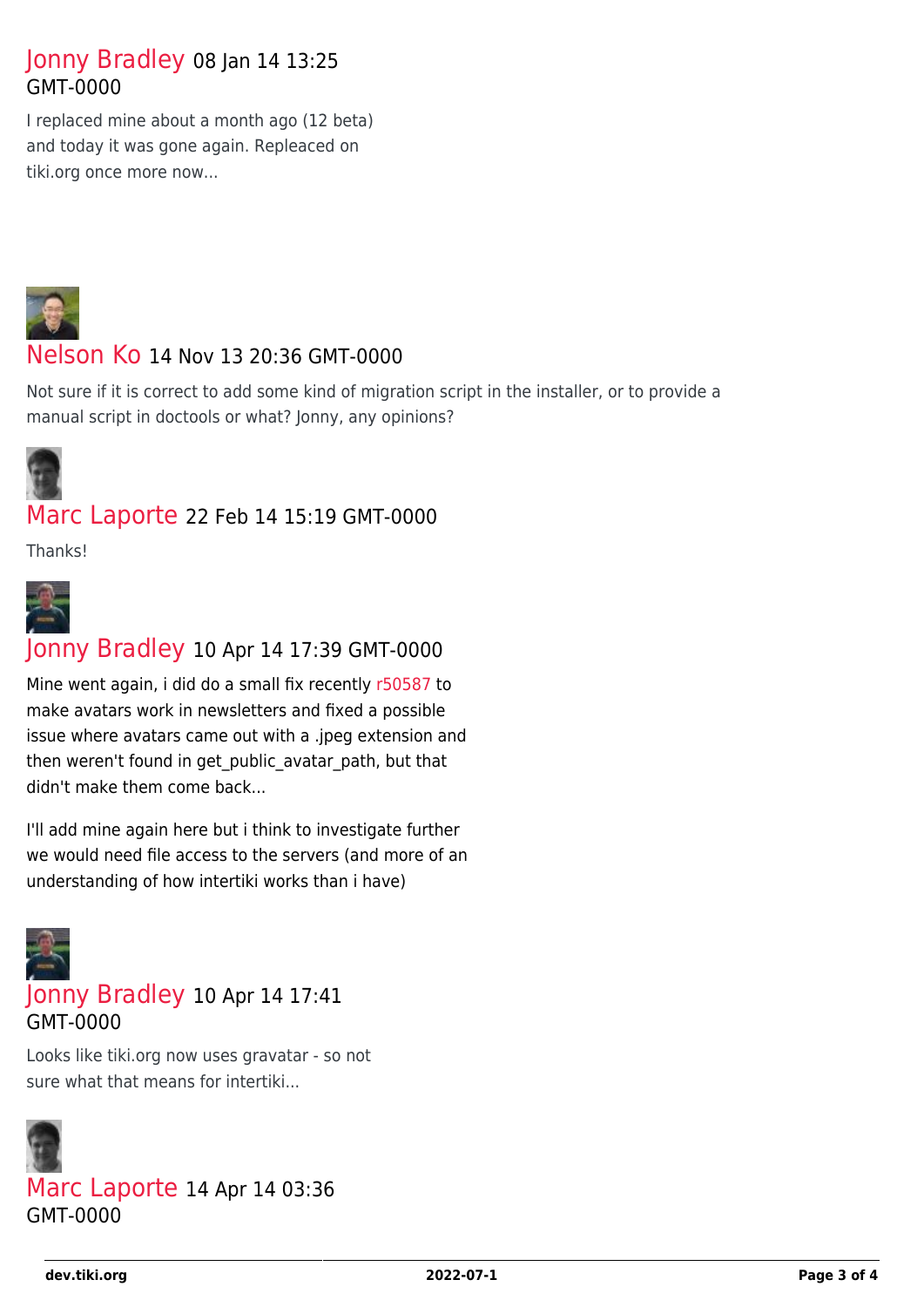Jonny Bradley 08 Jan 14 13:25 GMT-0000

I replaced mine about a month ago (12 beta) and today it was gone again. Repleaced on tiki.org once more now...

Nelson Ko 14 Nov 13 20:36 GMT-0000

Not sure if it is correct to add some kind of migration script in the installer, or to provide a manual script in doctools or what? Jonny, any opinions?

Marc Laporte 22 Feb 14 15:19 GMT-0000

Thanks!

Jonny Bradley 10 Apr 14 17:39 GMT-0000

Mine went again, i did do a small fix recently r50587 to make avatars work in newsletters and fixed a possible issue where avatars came out with a .jpeg extension and then weren't found in get_public_avatar_path, but that didn't make them come back...

I'll add mine again here but i think to investigate further we would need file access to the servers (and more of an understanding of how intertiki works than i have)

Jonny Bradley 10 Apr 14 17:41 GMT-0000

Looks like tiki.org now uses gravatar - so not sure what that means for intertiki...

Marc Laporte 14 Apr 14 03:36 GMT-0000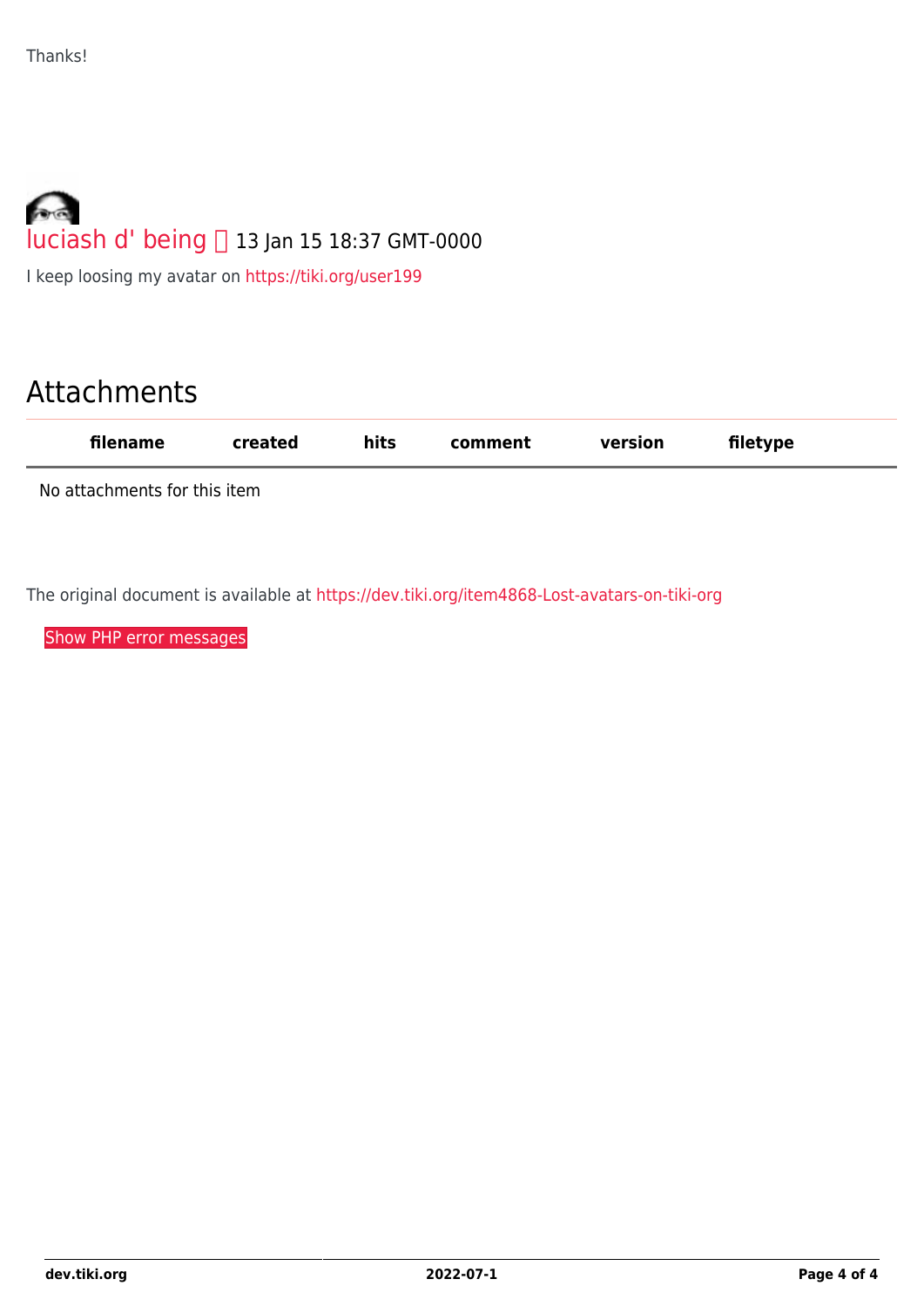Thanks!

luciash d' being  13 Jan 15 18:37 GMT-0000

I keep loosing my avatar on https://tiki.org/user199

## Attachments

| filename | created | hits | comment | version | filetype |
|---|---|---|---|---|---|
| No attachments for this item | | | | | |

The original document is available at https://dev.tiki.org/item4868-Lost-avatars-on-tiki-org

Show PHP error messages